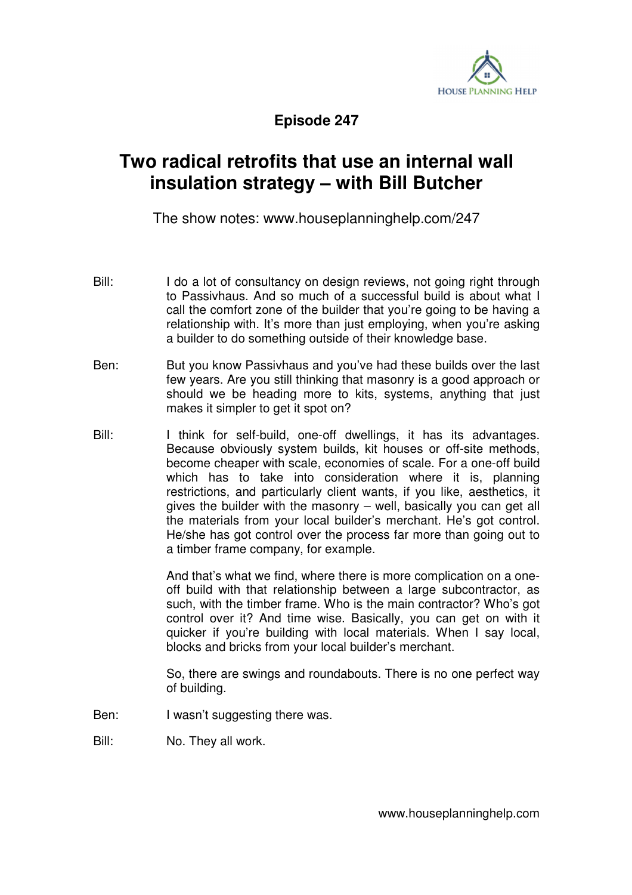**Episode 247**

# Two radical retrofits that use an internal wall insulation strategy – with Bill Butcher

The show notes: www.houseplanninghelp.com/247

Bill: I do a lot of consultancy on design reviews, not going right through to Passivhaus. And so much of a successful build is about what I call the comfort zone of the builder that you're going to be having a relationship with. It's more than just employing, when you're asking a builder to do something outside of their knowledge base.

Ben: But you know Passivhaus and you've had these builds over the last few years. Are you still thinking that masonry is a good approach or should we be heading more to kits, systems, anything that just makes it simpler to get it spot on?

Bill: I think for self-build, one-off dwellings, it has its advantages. Because obviously system builds, kit houses or off-site methods, become cheaper with scale, economies of scale. For a one-off build which has to take into consideration where it is, planning restrictions, and particularly client wants, if you like, aesthetics, it gives the builder with the masonry – well, basically you can get all the materials from your local builder's merchant. He's got control. He/she has got control over the process far more than going out to a timber frame company, for example.

And that's what we find, where there is more complication on a one-off build with that relationship between a large subcontractor, as such, with the timber frame. Who is the main contractor? Who's got control over it? And time wise. Basically, you can get on with it quicker if you're building with local materials. When I say local, blocks and bricks from your local builder's merchant.

So, there are swings and roundabouts. There is no one perfect way of building.

Ben: I wasn't suggesting there was.

Bill: No. They all work.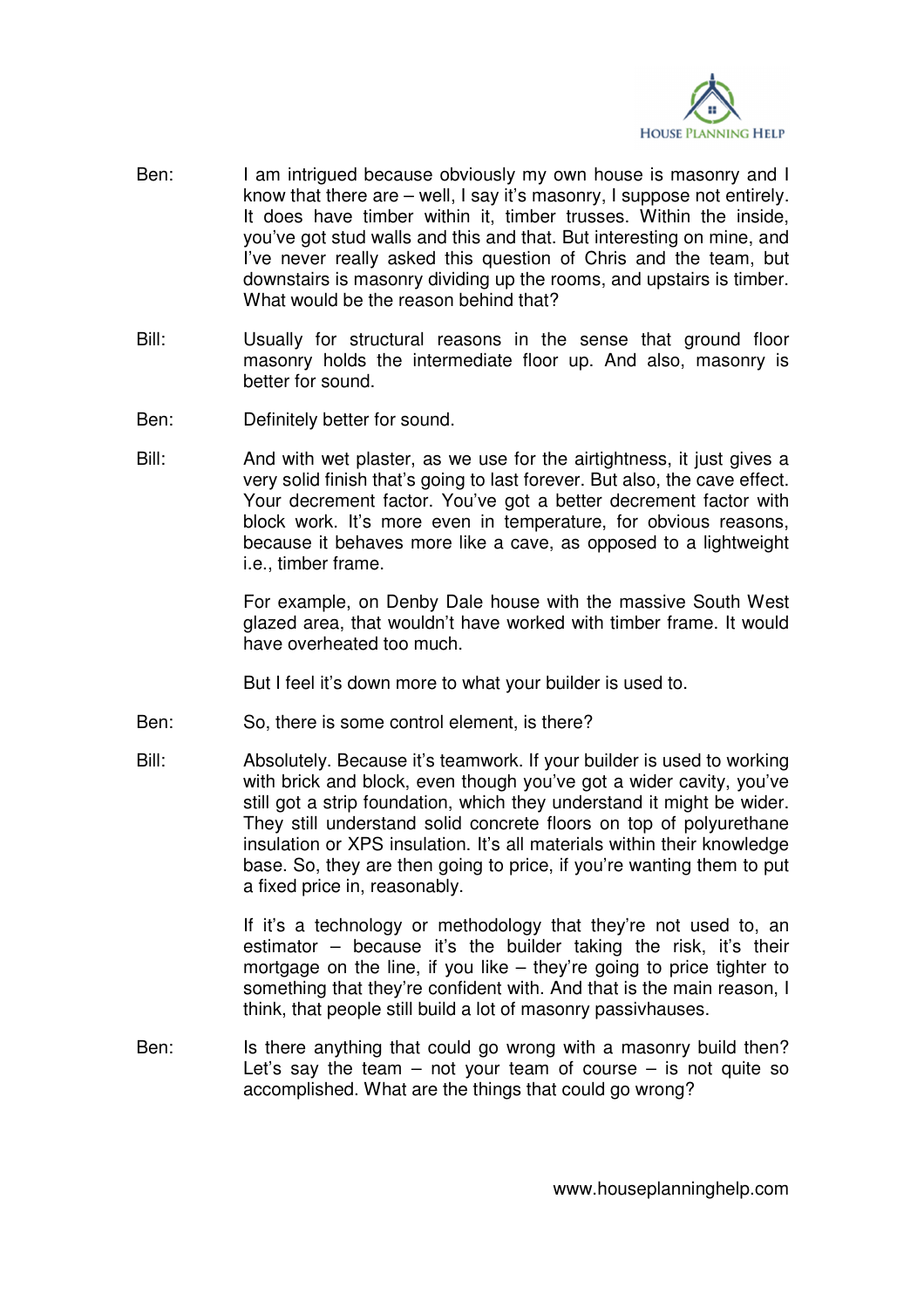Ben: I am intrigued because obviously my own house is masonry and I know that there are – well, I say it's masonry, I suppose not entirely. It does have timber within it, timber trusses. Within the inside, you've got stud walls and this and that. But interesting on mine, and I've never really asked this question of Chris and the team, but downstairs is masonry dividing up the rooms, and upstairs is timber. What would be the reason behind that?

Bill: Usually for structural reasons in the sense that ground floor masonry holds the intermediate floor up. And also, masonry is better for sound.

Ben: Definitely better for sound.

Bill: And with wet plaster, as we use for the airtightness, it just gives a very solid finish that's going to last forever. But also, the cave effect. Your decrement factor. You've got a better decrement factor with block work. It's more even in temperature, for obvious reasons, because it behaves more like a cave, as opposed to a lightweight i.e., timber frame.

For example, on Denby Dale house with the massive South West glazed area, that wouldn't have worked with timber frame. It would have overheated too much.

But I feel it's down more to what your builder is used to.

Ben: So, there is some control element, is there?

Bill: Absolutely. Because it's teamwork. If your builder is used to working with brick and block, even though you've got a wider cavity, you've still got a strip foundation, which they understand it might be wider. They still understand solid concrete floors on top of polyurethane insulation or XPS insulation. It's all materials within their knowledge base. So, they are then going to price, if you're wanting them to put a fixed price in, reasonably.

If it's a technology or methodology that they're not used to, an estimator – because it's the builder taking the risk, it's their mortgage on the line, if you like – they're going to price tighter to something that they're confident with. And that is the main reason, I think, that people still build a lot of masonry passivhauses.

Ben: Is there anything that could go wrong with a masonry build then? Let's say the team – not your team of course – is not quite so accomplished. What are the things that could go wrong?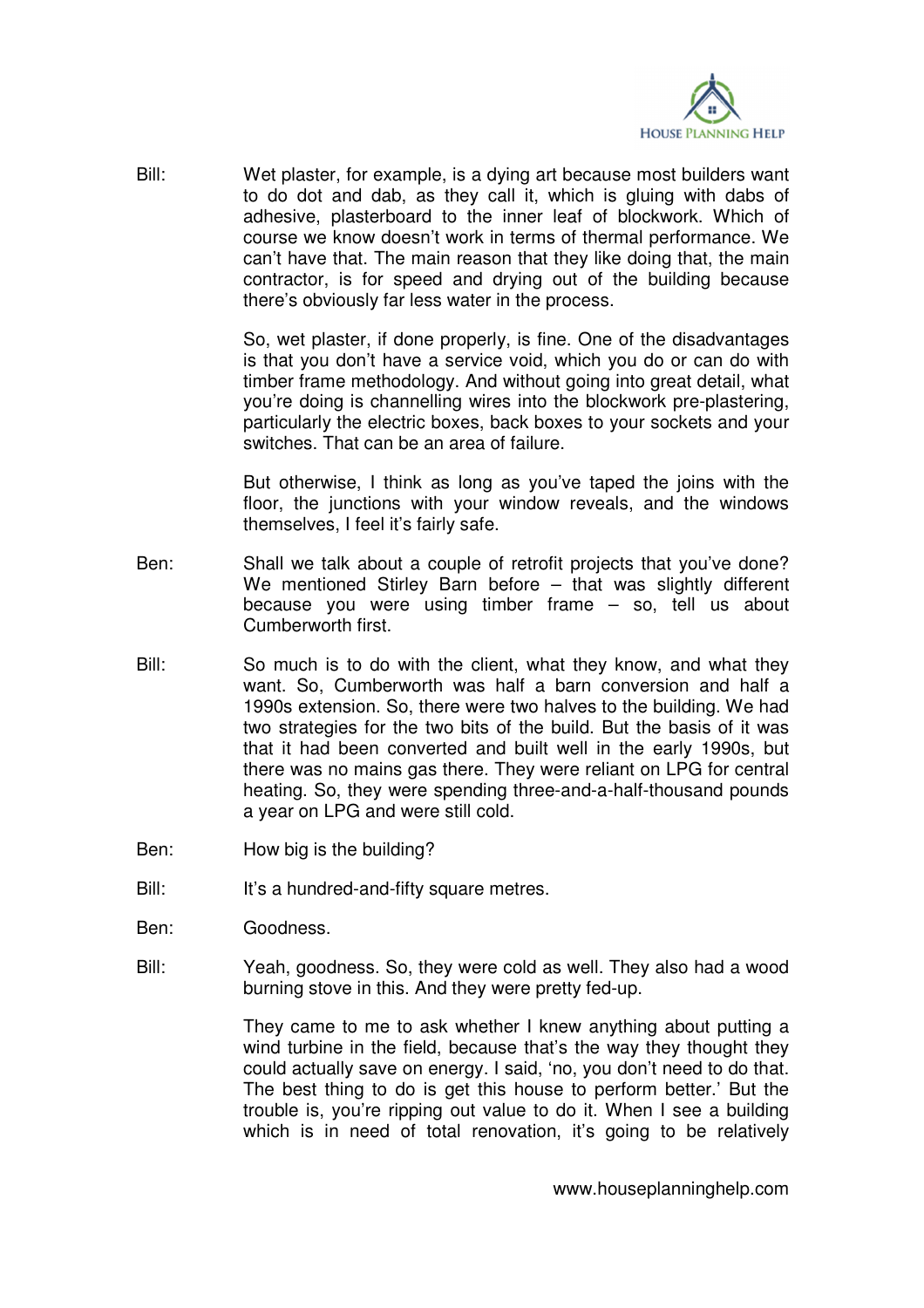Bill: Wet plaster, for example, is a dying art because most builders want to do dot and dab, as they call it, which is gluing with dabs of adhesive, plasterboard to the inner leaf of blockwork. Which of course we know doesn't work in terms of thermal performance. We can't have that. The main reason that they like doing that, the main contractor, is for speed and drying out of the building because there's obviously far less water in the process.

So, wet plaster, if done properly, is fine. One of the disadvantages is that you don't have a service void, which you do or can do with timber frame methodology. And without going into great detail, what you're doing is channelling wires into the blockwork pre-plastering, particularly the electric boxes, back boxes to your sockets and your switches. That can be an area of failure.

But otherwise, I think as long as you've taped the joins with the floor, the junctions with your window reveals, and the windows themselves, I feel it's fairly safe.

Ben: Shall we talk about a couple of retrofit projects that you've done? We mentioned Stirley Barn before – that was slightly different because you were using timber frame – so, tell us about Cumberworth first.

Bill: So much is to do with the client, what they know, and what they want. So, Cumberworth was half a barn conversion and half a 1990s extension. So, there were two halves to the building. We had two strategies for the two bits of the build. But the basis of it was that it had been converted and built well in the early 1990s, but there was no mains gas there. They were reliant on LPG for central heating. So, they were spending three-and-a-half-thousand pounds a year on LPG and were still cold.

Ben: How big is the building?

Bill: It's a hundred-and-fifty square metres.

Ben: Goodness.

Bill: Yeah, goodness. So, they were cold as well. They also had a wood burning stove in this. And they were pretty fed-up.

They came to me to ask whether I knew anything about putting a wind turbine in the field, because that's the way they thought they could actually save on energy. I said, 'no, you don't need to do that. The best thing to do is get this house to perform better.' But the trouble is, you're ripping out value to do it. When I see a building which is in need of total renovation, it's going to be relatively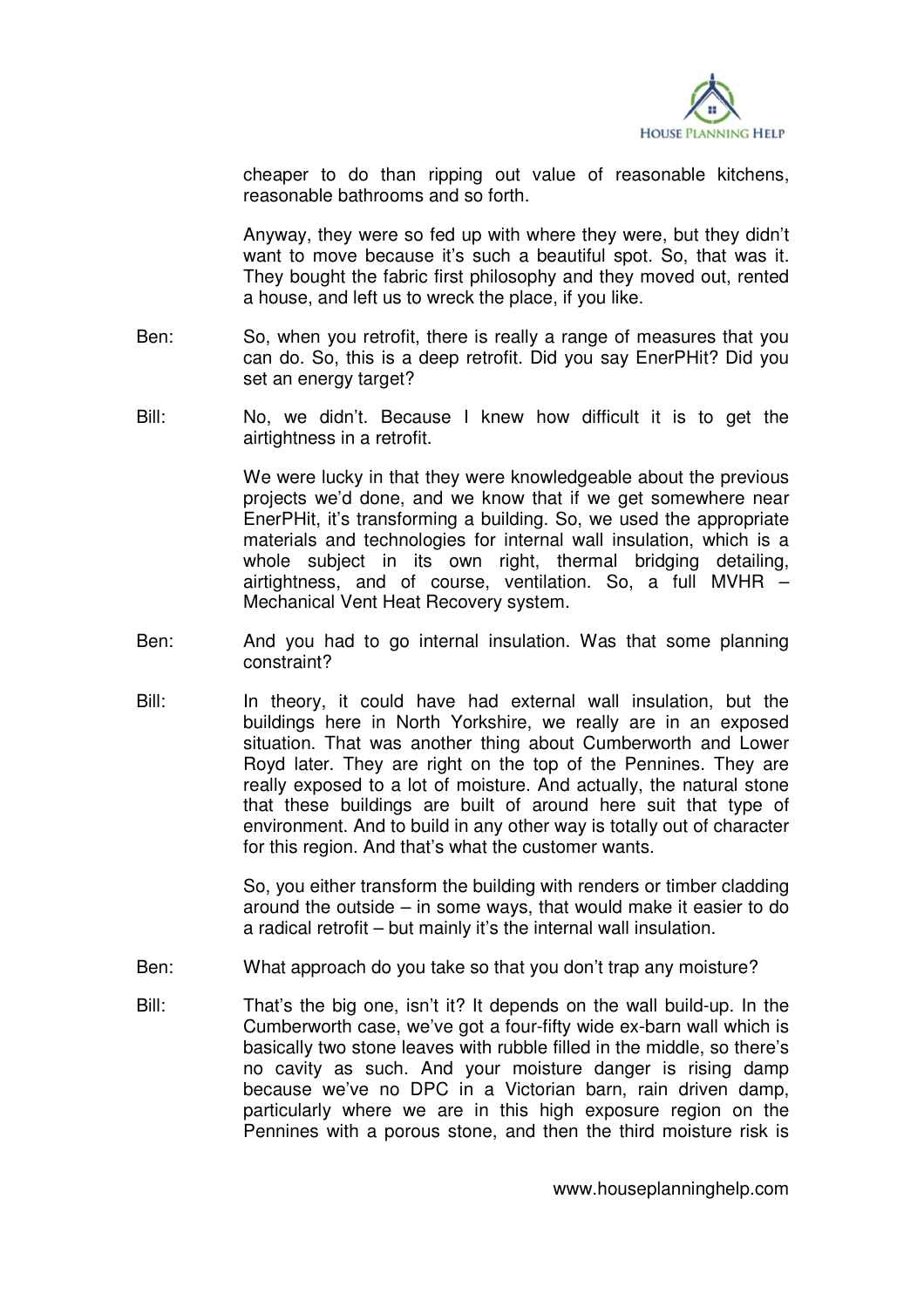cheaper to do than ripping out value of reasonable kitchens, reasonable bathrooms and so forth.

Anyway, they were so fed up with where they were, but they didn't want to move because it's such a beautiful spot. So, that was it. They bought the fabric first philosophy and they moved out, rented a house, and left us to wreck the place, if you like.

Ben: So, when you retrofit, there is really a range of measures that you can do. So, this is a deep retrofit. Did you say EnerPHit? Did you set an energy target?

Bill: No, we didn't. Because I knew how difficult it is to get the airtightness in a retrofit.

We were lucky in that they were knowledgeable about the previous projects we'd done, and we know that if we get somewhere near EnerPHit, it's transforming a building. So, we used the appropriate materials and technologies for internal wall insulation, which is a whole subject in its own right, thermal bridging detailing, airtightness, and of course, ventilation. So, a full MVHR – Mechanical Vent Heat Recovery system.

Ben: And you had to go internal insulation. Was that some planning constraint?

Bill: In theory, it could have had external wall insulation, but the buildings here in North Yorkshire, we really are in an exposed situation. That was another thing about Cumberworth and Lower Royd later. They are right on the top of the Pennines. They are really exposed to a lot of moisture. And actually, the natural stone that these buildings are built of around here suit that type of environment. And to build in any other way is totally out of character for this region. And that's what the customer wants.

So, you either transform the building with renders or timber cladding around the outside – in some ways, that would make it easier to do a radical retrofit – but mainly it's the internal wall insulation.

Ben: What approach do you take so that you don't trap any moisture?

Bill: That's the big one, isn't it? It depends on the wall build-up. In the Cumberworth case, we've got a four-fifty wide ex-barn wall which is basically two stone leaves with rubble filled in the middle, so there's no cavity as such. And your moisture danger is rising damp because we've no DPC in a Victorian barn, rain driven damp, particularly where we are in this high exposure region on the Pennines with a porous stone, and then the third moisture risk is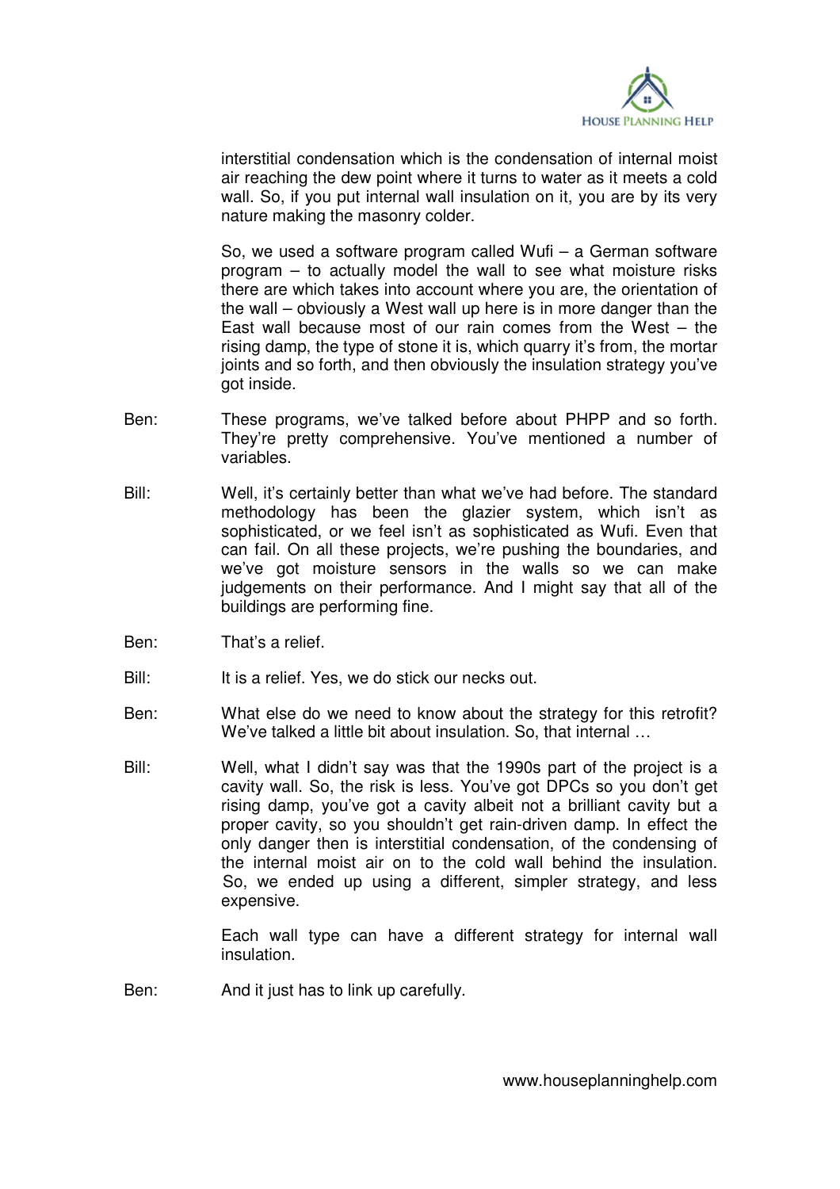interstitial condensation which is the condensation of internal moist air reaching the dew point where it turns to water as it meets a cold wall. So, if you put internal wall insulation on it, you are by its very nature making the masonry colder.

So, we used a software program called Wufi – a German software program – to actually model the wall to see what moisture risks there are which takes into account where you are, the orientation of the wall – obviously a West wall up here is in more danger than the East wall because most of our rain comes from the West – the rising damp, the type of stone it is, which quarry it's from, the mortar joints and so forth, and then obviously the insulation strategy you've got inside.

Ben: These programs, we've talked before about PHPP and so forth. They're pretty comprehensive. You've mentioned a number of variables.

Bill: Well, it's certainly better than what we've had before. The standard methodology has been the glazier system, which isn't as sophisticated, or we feel isn't as sophisticated as Wufi. Even that can fail. On all these projects, we're pushing the boundaries, and we've got moisture sensors in the walls so we can make judgements on their performance. And I might say that all of the buildings are performing fine.

Ben: That's a relief.

Bill: It is a relief. Yes, we do stick our necks out.

Ben: What else do we need to know about the strategy for this retrofit? We've talked a little bit about insulation. So, that internal …

Bill: Well, what I didn't say was that the 1990s part of the project is a cavity wall. So, the risk is less. You've got DPCs so you don't get rising damp, you've got a cavity albeit not a brilliant cavity but a proper cavity, so you shouldn't get rain-driven damp. In effect the only danger then is interstitial condensation, of the condensing of the internal moist air on to the cold wall behind the insulation. So, we ended up using a different, simpler strategy, and less expensive.

Each wall type can have a different strategy for internal wall insulation.

Ben: And it just has to link up carefully.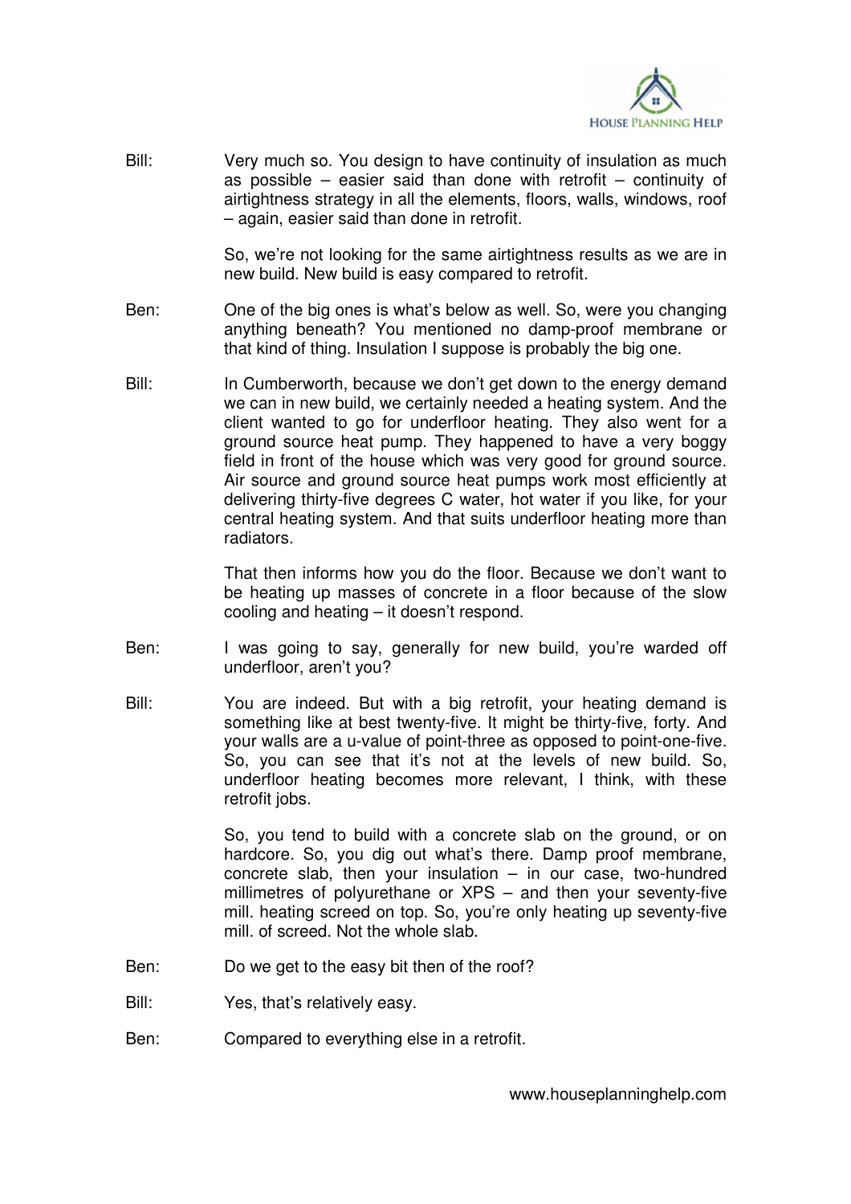Bill: Very much so. You design to have continuity of insulation as much as possible – easier said than done with retrofit – continuity of airtightness strategy in all the elements, floors, walls, windows, roof – again, easier said than done in retrofit.

So, we're not looking for the same airtightness results as we are in new build. New build is easy compared to retrofit.

Ben: One of the big ones is what's below as well. So, were you changing anything beneath? You mentioned no damp-proof membrane or that kind of thing. Insulation I suppose is probably the big one.

Bill: In Cumberworth, because we don't get down to the energy demand we can in new build, we certainly needed a heating system. And the client wanted to go for underfloor heating. They also went for a ground source heat pump. They happened to have a very boggy field in front of the house which was very good for ground source. Air source and ground source heat pumps work most efficiently at delivering thirty-five degrees C water, hot water if you like, for your central heating system. And that suits underfloor heating more than radiators.

That then informs how you do the floor. Because we don't want to be heating up masses of concrete in a floor because of the slow cooling and heating – it doesn't respond.

Ben: I was going to say, generally for new build, you're warded off underfloor, aren't you?

Bill: You are indeed. But with a big retrofit, your heating demand is something like at best twenty-five. It might be thirty-five, forty. And your walls are a u-value of point-three as opposed to point-one-five. So, you can see that it's not at the levels of new build. So, underfloor heating becomes more relevant, I think, with these retrofit jobs.

So, you tend to build with a concrete slab on the ground, or on hardcore. So, you dig out what's there. Damp proof membrane, concrete slab, then your insulation – in our case, two-hundred millimetres of polyurethane or XPS – and then your seventy-five mill. heating screed on top. So, you're only heating up seventy-five mill. of screed. Not the whole slab.

Ben: Do we get to the easy bit then of the roof?

Bill: Yes, that's relatively easy.

Ben: Compared to everything else in a retrofit.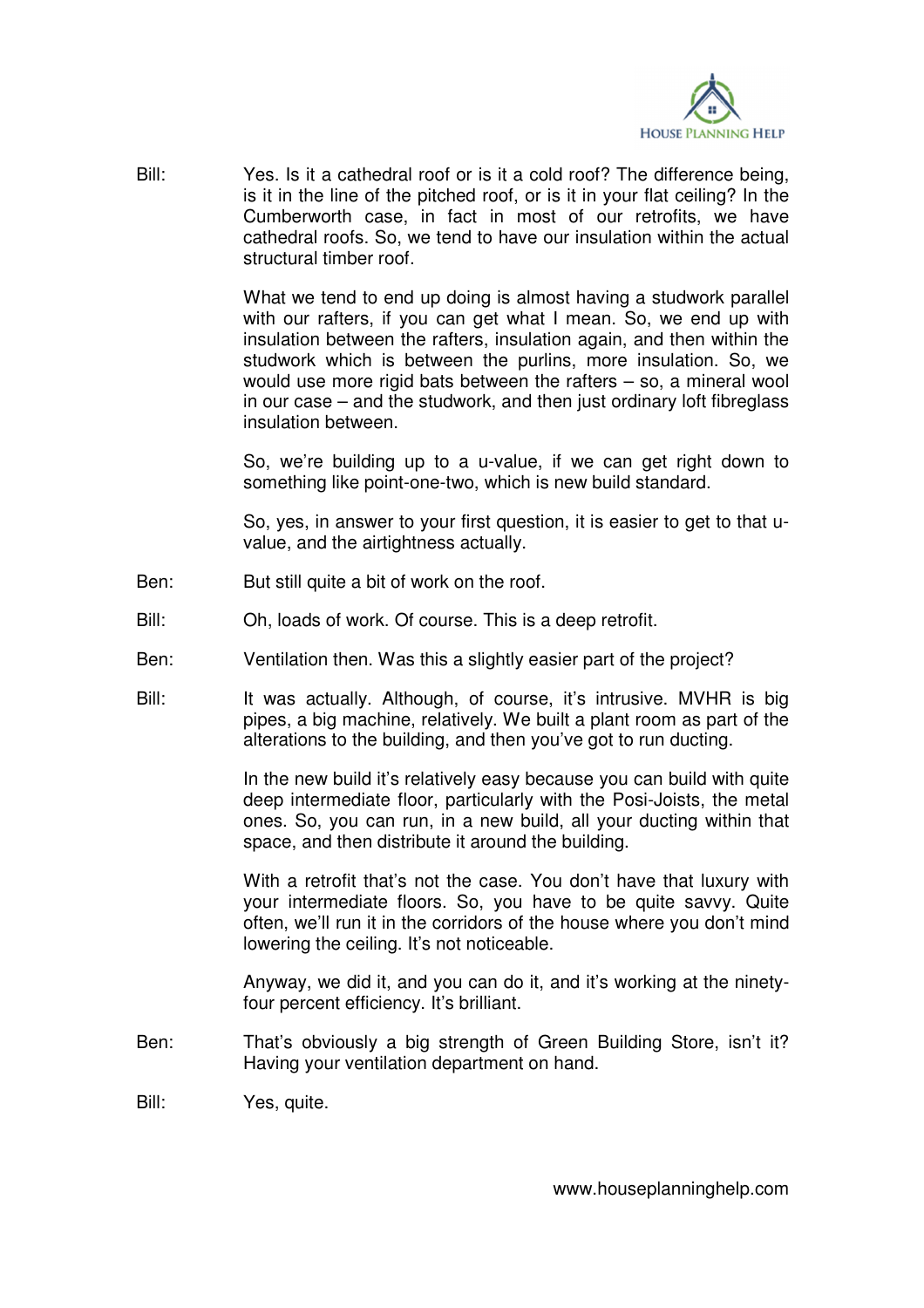Bill: Yes. Is it a cathedral roof or is it a cold roof? The difference being, is it in the line of the pitched roof, or is it in your flat ceiling? In the Cumberworth case, in fact in most of our retrofits, we have cathedral roofs. So, we tend to have our insulation within the actual structural timber roof.

What we tend to end up doing is almost having a studwork parallel with our rafters, if you can get what I mean. So, we end up with insulation between the rafters, insulation again, and then within the studwork which is between the purlins, more insulation. So, we would use more rigid bats between the rafters – so, a mineral wool in our case – and the studwork, and then just ordinary loft fibreglass insulation between.

So, we're building up to a u-value, if we can get right down to something like point-one-two, which is new build standard.

So, yes, in answer to your first question, it is easier to get to that u-value, and the airtightness actually.

Ben: But still quite a bit of work on the roof.

Bill: Oh, loads of work. Of course. This is a deep retrofit.

Ben: Ventilation then. Was this a slightly easier part of the project?

Bill: It was actually. Although, of course, it's intrusive. MVHR is big pipes, a big machine, relatively. We built a plant room as part of the alterations to the building, and then you've got to run ducting.

In the new build it's relatively easy because you can build with quite deep intermediate floor, particularly with the Posi-Joists, the metal ones. So, you can run, in a new build, all your ducting within that space, and then distribute it around the building.

With a retrofit that's not the case. You don't have that luxury with your intermediate floors. So, you have to be quite savvy. Quite often, we'll run it in the corridors of the house where you don't mind lowering the ceiling. It's not noticeable.

Anyway, we did it, and you can do it, and it's working at the ninety-four percent efficiency. It's brilliant.

Ben: That's obviously a big strength of Green Building Store, isn't it? Having your ventilation department on hand.

Bill: Yes, quite.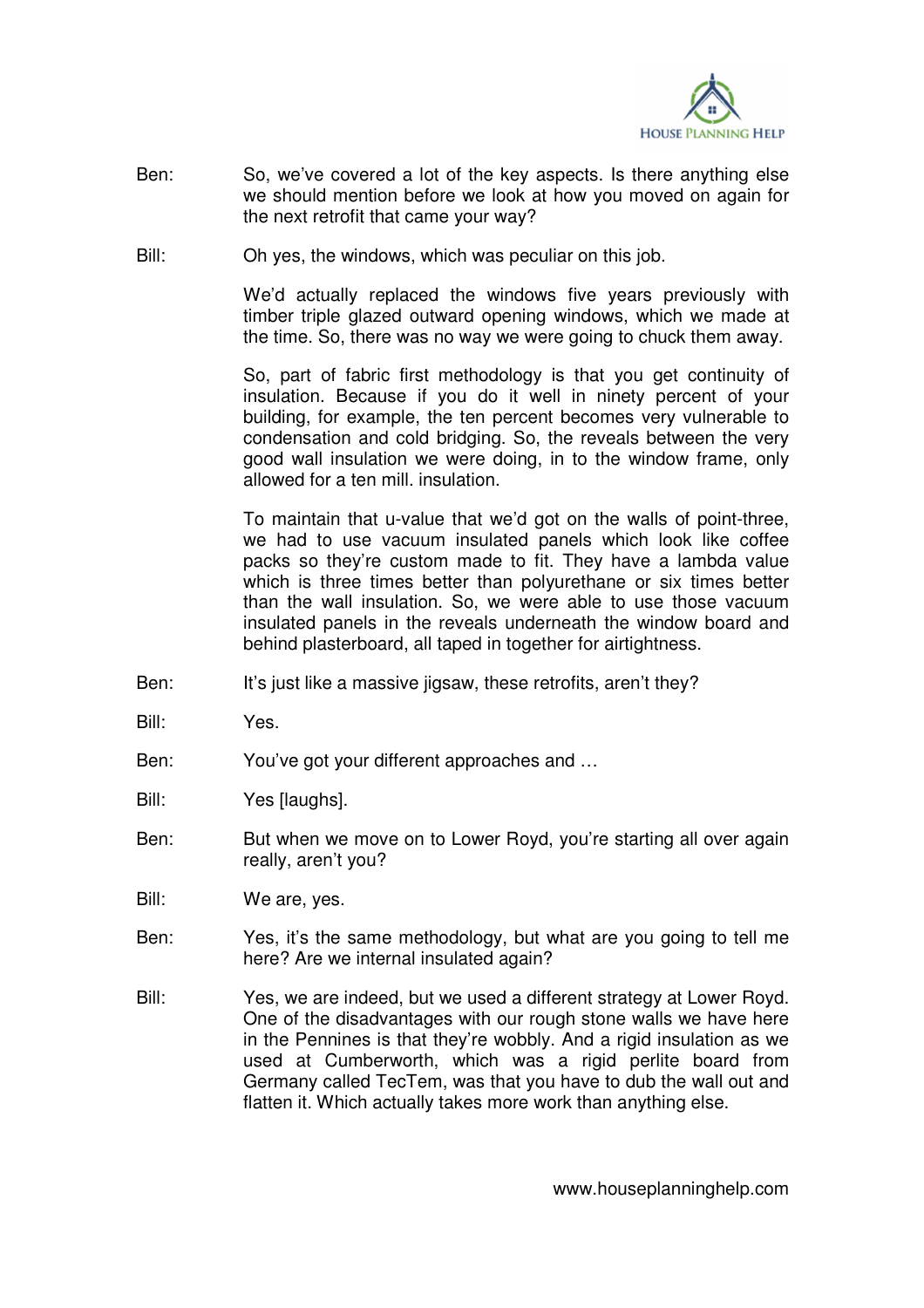Ben: So, we've covered a lot of the key aspects. Is there anything else we should mention before we look at how you moved on again for the next retrofit that came your way?

Bill: Oh yes, the windows, which was peculiar on this job.

We'd actually replaced the windows five years previously with timber triple glazed outward opening windows, which we made at the time. So, there was no way we were going to chuck them away.

So, part of fabric first methodology is that you get continuity of insulation. Because if you do it well in ninety percent of your building, for example, the ten percent becomes very vulnerable to condensation and cold bridging. So, the reveals between the very good wall insulation we were doing, in to the window frame, only allowed for a ten mill. insulation.

To maintain that u-value that we'd got on the walls of point-three, we had to use vacuum insulated panels which look like coffee packs so they're custom made to fit. They have a lambda value which is three times better than polyurethane or six times better than the wall insulation. So, we were able to use those vacuum insulated panels in the reveals underneath the window board and behind plasterboard, all taped in together for airtightness.

Ben: It's just like a massive jigsaw, these retrofits, aren't they?

Bill: Yes.

Ben: You've got your different approaches and …

Bill: Yes [laughs].

Ben: But when we move on to Lower Royd, you're starting all over again really, aren't you?

Bill: We are, yes.

Ben: Yes, it's the same methodology, but what are you going to tell me here? Are we internal insulated again?

Bill: Yes, we are indeed, but we used a different strategy at Lower Royd. One of the disadvantages with our rough stone walls we have here in the Pennines is that they're wobbly. And a rigid insulation as we used at Cumberworth, which was a rigid perlite board from Germany called TecTem, was that you have to dub the wall out and flatten it. Which actually takes more work than anything else.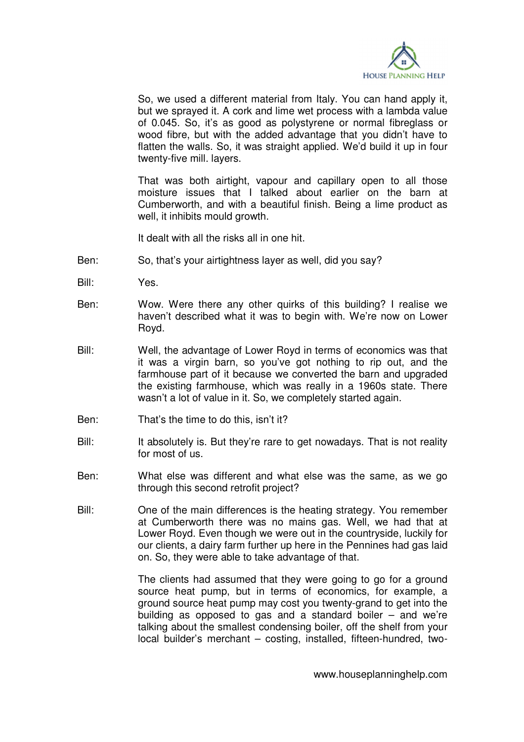So, we used a different material from Italy. You can hand apply it, but we sprayed it. A cork and lime wet process with a lambda value of 0.045. So, it's as good as polystyrene or normal fibreglass or wood fibre, but with the added advantage that you didn't have to flatten the walls. So, it was straight applied. We'd build it up in four twenty-five mill. layers.

That was both airtight, vapour and capillary open to all those moisture issues that I talked about earlier on the barn at Cumberworth, and with a beautiful finish. Being a lime product as well, it inhibits mould growth.

It dealt with all the risks all in one hit.

**Ben:** So, that's your airtightness layer as well, did you say?

**Bill:** Yes.

**Ben:** Wow. Were there any other quirks of this building? I realise we haven't described what it was to begin with. We're now on Lower Royd.

**Bill:** Well, the advantage of Lower Royd in terms of economics was that it was a virgin barn, so you've got nothing to rip out, and the farmhouse part of it because we converted the barn and upgraded the existing farmhouse, which was really in a 1960s state. There wasn't a lot of value in it. So, we completely started again.

**Ben:** That's the time to do this, isn't it?

**Bill:** It absolutely is. But they're rare to get nowadays. That is not reality for most of us.

**Ben:** What else was different and what else was the same, as we go through this second retrofit project?

**Bill:** One of the main differences is the heating strategy. You remember at Cumberworth there was no mains gas. Well, we had that at Lower Royd. Even though we were out in the countryside, luckily for our clients, a dairy farm further up here in the Pennines had gas laid on. So, they were able to take advantage of that.

The clients had assumed that they were going to go for a ground source heat pump, but in terms of economics, for example, a ground source heat pump may cost you twenty-grand to get into the building as opposed to gas and a standard boiler – and we're talking about the smallest condensing boiler, off the shelf from your local builder's merchant – costing, installed, fifteen-hundred, two-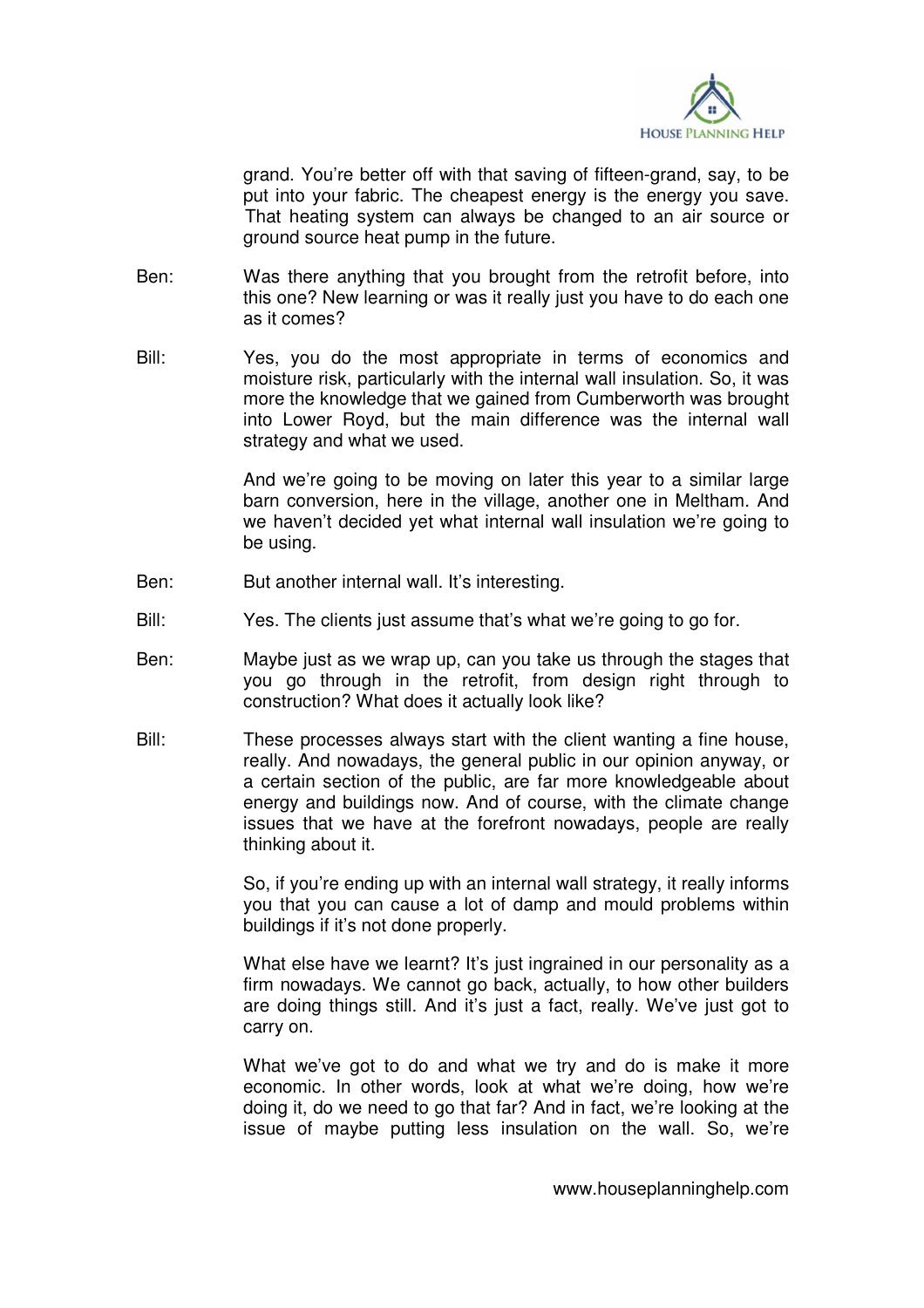grand. You're better off with that saving of fifteen-grand, say, to be put into your fabric. The cheapest energy is the energy you save. That heating system can always be changed to an air source or ground source heat pump in the future.

Ben: Was there anything that you brought from the retrofit before, into this one? New learning or was it really just you have to do each one as it comes?

Bill: Yes, you do the most appropriate in terms of economics and moisture risk, particularly with the internal wall insulation. So, it was more the knowledge that we gained from Cumberworth was brought into Lower Royd, but the main difference was the internal wall strategy and what we used.

And we're going to be moving on later this year to a similar large barn conversion, here in the village, another one in Meltham. And we haven't decided yet what internal wall insulation we're going to be using.

Ben: But another internal wall. It's interesting.

Bill: Yes. The clients just assume that's what we're going to go for.

Ben: Maybe just as we wrap up, can you take us through the stages that you go through in the retrofit, from design right through to construction? What does it actually look like?

Bill: These processes always start with the client wanting a fine house, really. And nowadays, the general public in our opinion anyway, or a certain section of the public, are far more knowledgeable about energy and buildings now. And of course, with the climate change issues that we have at the forefront nowadays, people are really thinking about it.

So, if you're ending up with an internal wall strategy, it really informs you that you can cause a lot of damp and mould problems within buildings if it's not done properly.

What else have we learnt? It's just ingrained in our personality as a firm nowadays. We cannot go back, actually, to how other builders are doing things still. And it's just a fact, really. We've just got to carry on.

What we've got to do and what we try and do is make it more economic. In other words, look at what we're doing, how we're doing it, do we need to go that far? And in fact, we're looking at the issue of maybe putting less insulation on the wall. So, we're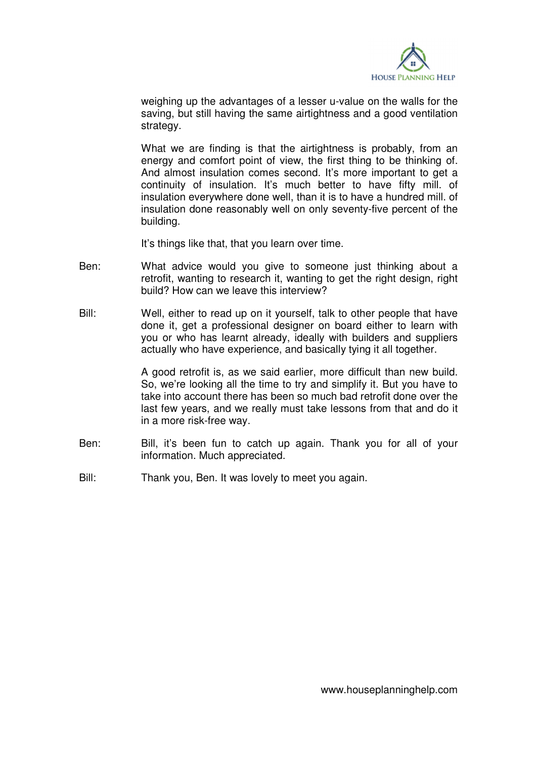weighing up the advantages of a lesser u-value on the walls for the saving, but still having the same airtightness and a good ventilation strategy.

What we are finding is that the airtightness is probably, from an energy and comfort point of view, the first thing to be thinking of. And almost insulation comes second. It's more important to get a continuity of insulation. It's much better to have fifty mill. of insulation everywhere done well, than it is to have a hundred mill. of insulation done reasonably well on only seventy-five percent of the building.

It's things like that, that you learn over time.

Ben: What advice would you give to someone just thinking about a retrofit, wanting to research it, wanting to get the right design, right build? How can we leave this interview?

Bill: Well, either to read up on it yourself, talk to other people that have done it, get a professional designer on board either to learn with you or who has learnt already, ideally with builders and suppliers actually who have experience, and basically tying it all together.

A good retrofit is, as we said earlier, more difficult than new build. So, we're looking all the time to try and simplify it. But you have to take into account there has been so much bad retrofit done over the last few years, and we really must take lessons from that and do it in a more risk-free way.

Ben: Bill, it's been fun to catch up again. Thank you for all of your information. Much appreciated.

Bill: Thank you, Ben. It was lovely to meet you again.